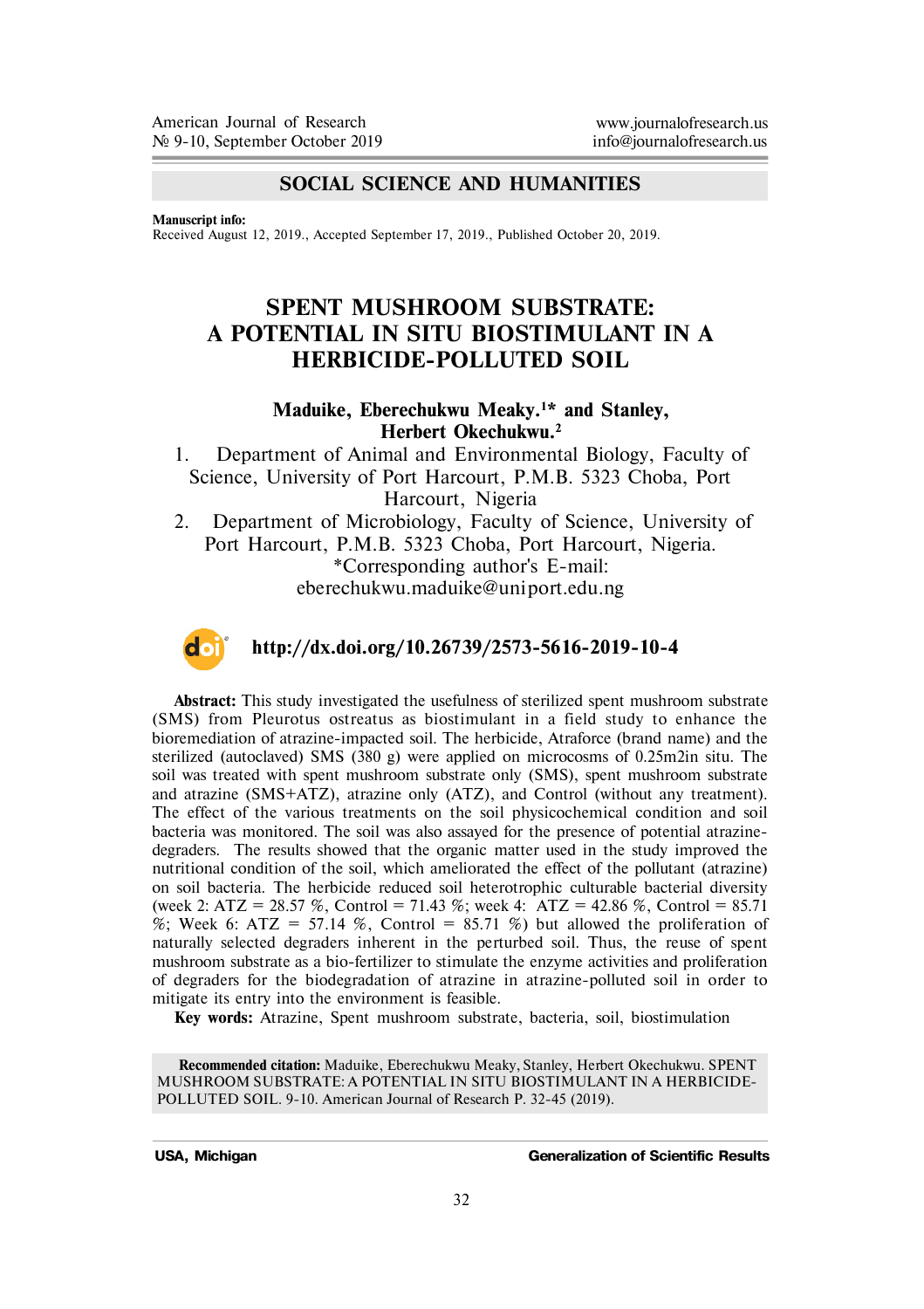## SOCIAL SCIENCE AND HUMANITIES

**Manuscript info:**
Received August 12, 2019., Accepted September 17, 2019., Published October 20, 2019.

# SPENT MUSHROOM SUBSTRATE: A POTENTIAL IN SITU BIOSTIMULANT IN A HERBICIDE-POLLUTED SOIL

**Maduike, Eberechukwu Meaky.[1]* and Stanley, Herbert Okechukwu.[2]**

1. Department of Animal and Environmental Biology, Faculty of Science, University of Port Harcourt, P.M.B. 5323 Choba, Port Harcourt, Nigeria
2. Department of Microbiology, Faculty of Science, University of Port Harcourt, P.M.B. 5323 Choba, Port Harcourt, Nigeria.

*Corresponding author's E-mail: eberechukwu.maduike@uniport.edu.ng

**http://dx.doi.org/10.26739/2573-5616-2019-10-4**

**Abstract:** This study investigated the usefulness of sterilized spent mushroom substrate (SMS) from Pleurotus ostreatus as biostimulant in a field study to enhance the bioremediation of atrazine-impacted soil. The herbicide, Atraforce (brand name) and the sterilized (autoclaved) SMS (380 g) were applied on microcosms of 0.25m2in situ. The soil was treated with spent mushroom substrate only (SMS), spent mushroom substrate and atrazine (SMS+ATZ), atrazine only (ATZ), and Control (without any treatment). The effect of the various treatments on the soil physicochemical condition and soil bacteria was monitored. The soil was also assayed for the presence of potential atrazine-degraders. The results showed that the organic matter used in the study improved the nutritional condition of the soil, which ameliorated the effect of the pollutant (atrazine) on soil bacteria. The herbicide reduced soil heterotrophic culturable bacterial diversity (week 2: ATZ = 28.57 %, Control = 71.43 %; week 4: ATZ = 42.86 %, Control = 85.71 %; Week 6: ATZ = 57.14 %, Control = 85.71 %) but allowed the proliferation of naturally selected degraders inherent in the perturbed soil. Thus, the reuse of spent mushroom substrate as a bio-fertilizer to stimulate the enzyme activities and proliferation of degraders for the biodegradation of atrazine in atrazine-polluted soil in order to mitigate its entry into the environment is feasible.

**Key words:** Atrazine, Spent mushroom substrate, bacteria, soil, biostimulation

**Recommended citation:** Maduike, Eberechukwu Meaky, Stanley, Herbert Okechukwu. SPENT MUSHROOM SUBSTRATE: A POTENTIAL IN SITU BIOSTIMULANT IN A HERBICIDE-POLLUTED SOIL. 9-10. American Journal of Research P. 32-45 (2019).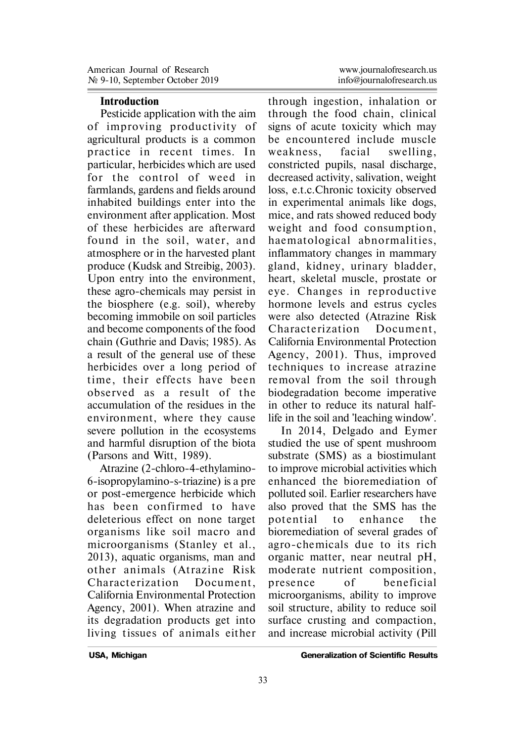## Introduction

Pesticide application with the aim of improving productivity of agricultural products is a common practice in recent times. In particular, herbicides which are used for the control of weed in farmlands, gardens and fields around inhabited buildings enter into the environment after application. Most of these herbicides are afterward found in the soil, water, and atmosphere or in the harvested plant produce (Kudsk and Streibig, 2003). Upon entry into the environment, these agro-chemicals may persist in the biosphere (e.g. soil), whereby becoming immobile on soil particles and become components of the food chain (Guthrie and Davis; 1985). As a result of the general use of these herbicides over a long period of time, their effects have been observed as a result of the accumulation of the residues in the environment, where they cause severe pollution in the ecosystems and harmful disruption of the biota (Parsons and Witt, 1989).

Atrazine (2-chloro-4-ethylamino-6-isopropylamino-s-triazine) is a pre or post-emergence herbicide which has been confirmed to have deleterious effect on none target organisms like soil macro and microorganisms (Stanley et al., 2013), aquatic organisms, man and other animals (Atrazine Risk Characterization Document, California Environmental Protection Agency, 2001). When atrazine and its degradation products get into living tissues of animals either through ingestion, inhalation or through the food chain, clinical signs of acute toxicity which may be encountered include muscle weakness, facial swelling, constricted pupils, nasal discharge, decreased activity, salivation, weight loss, e.t.c.Chronic toxicity observed in experimental animals like dogs, mice, and rats showed reduced body weight and food consumption, haematological abnormalities, inflammatory changes in mammary gland, kidney, urinary bladder, heart, skeletal muscle, prostate or eye. Changes in reproductive hormone levels and estrus cycles were also detected (Atrazine Risk Characterization Document, California Environmental Protection Agency, 2001). Thus, improved techniques to increase atrazine removal from the soil through biodegradation become imperative in other to reduce its natural half-life in the soil and 'leaching window'.

In 2014, Delgado and Eymer studied the use of spent mushroom substrate (SMS) as a biostimulant to improve microbial activities which enhanced the bioremediation of polluted soil. Earlier researchers have also proved that the SMS has the potential to enhance the bioremediation of several grades of agro-chemicals due to its rich organic matter, near neutral pH, moderate nutrient composition, presence of beneficial microorganisms, ability to improve soil structure, ability to reduce soil surface crusting and compaction, and increase microbial activity (Pill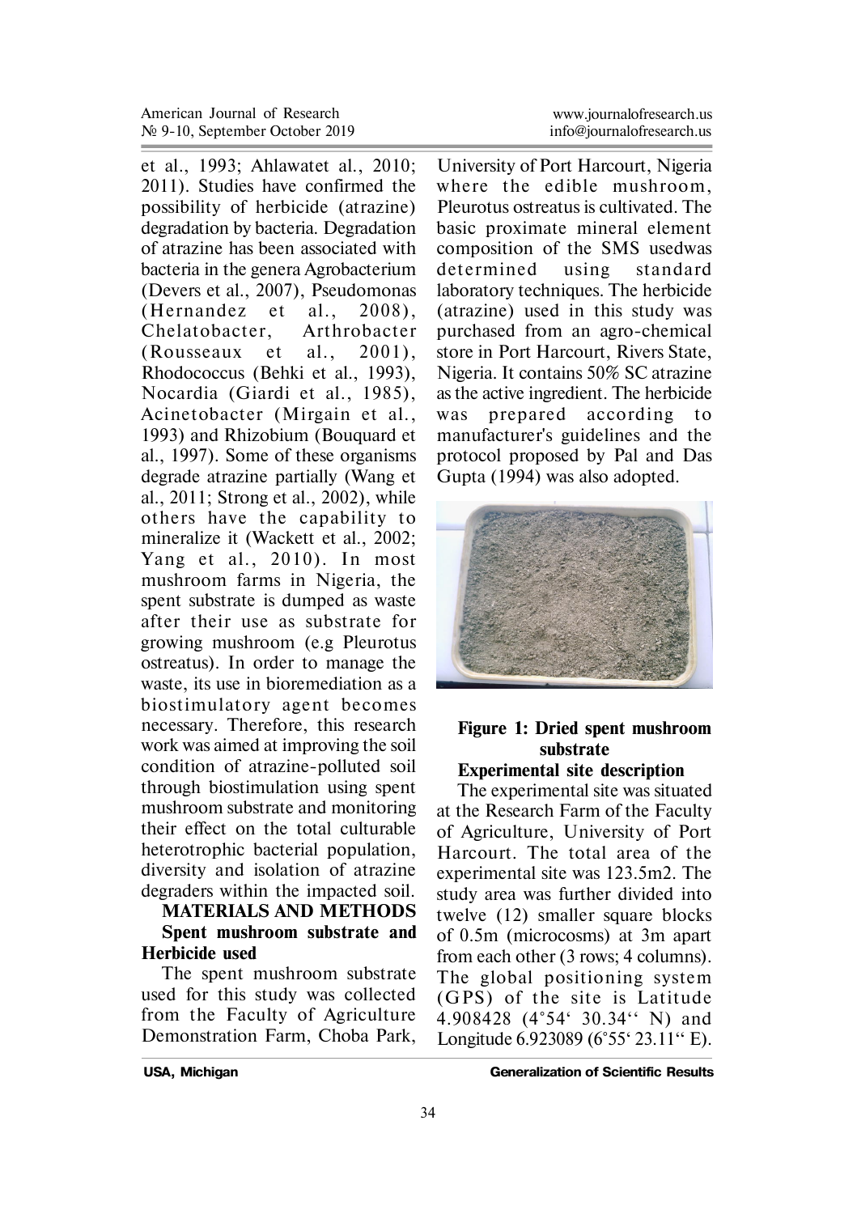et al., 1993; Ahlawatet al., 2010; 2011). Studies have confirmed the possibility of herbicide (atrazine) degradation by bacteria. Degradation of atrazine has been associated with bacteria in the genera Agrobacterium (Devers et al., 2007), Pseudomonas (Hernandez et al., 2008), Chelatobacter, Arthrobacter (Rousseaux et al., 2001), Rhodococcus (Behki et al., 1993), Nocardia (Giardi et al., 1985), Acinetobacter (Mirgain et al., 1993) and Rhizobium (Bouquard et al., 1997). Some of these organisms degrade atrazine partially (Wang et al., 2011; Strong et al., 2002), while others have the capability to mineralize it (Wackett et al., 2002; Yang et al., 2010). In most mushroom farms in Nigeria, the spent substrate is dumped as waste after their use as substrate for growing mushroom (e.g Pleurotus ostreatus). In order to manage the waste, its use in bioremediation as a biostimulatory agent becomes necessary. Therefore, this research work was aimed at improving the soil condition of atrazine-polluted soil through biostimulation using spent mushroom substrate and monitoring their effect on the total culturable heterotrophic bacterial population, diversity and isolation of atrazine degraders within the impacted soil.

## MATERIALS AND METHODS

### Spent mushroom substrate and Herbicide used

The spent mushroom substrate used for this study was collected from the Faculty of Agriculture Demonstration Farm, Choba Park, University of Port Harcourt, Nigeria where the edible mushroom, Pleurotus ostreatus is cultivated. The basic proximate mineral element composition of the SMS usedwas determined using standard laboratory techniques. The herbicide (atrazine) used in this study was purchased from an agro-chemical store in Port Harcourt, Rivers State, Nigeria. It contains 50% SC atrazine as the active ingredient. The herbicide was prepared according to manufacturer's guidelines and the protocol proposed by Pal and Das Gupta (1994) was also adopted.

**Figure 1: Dried spent mushroom substrate**

### Experimental site description

The experimental site was situated at the Research Farm of the Faculty of Agriculture, University of Port Harcourt. The total area of the experimental site was 123.5m2. The study area was further divided into twelve (12) smaller square blocks of 0.5m (microcosms) at 3m apart from each other (3 rows; 4 columns). The global positioning system (GPS) of the site is Latitude 4.908428 (4°54‘ 30.34‘‘ N) and Longitude 6.923089 (6°55‘ 23.11‘‘ E).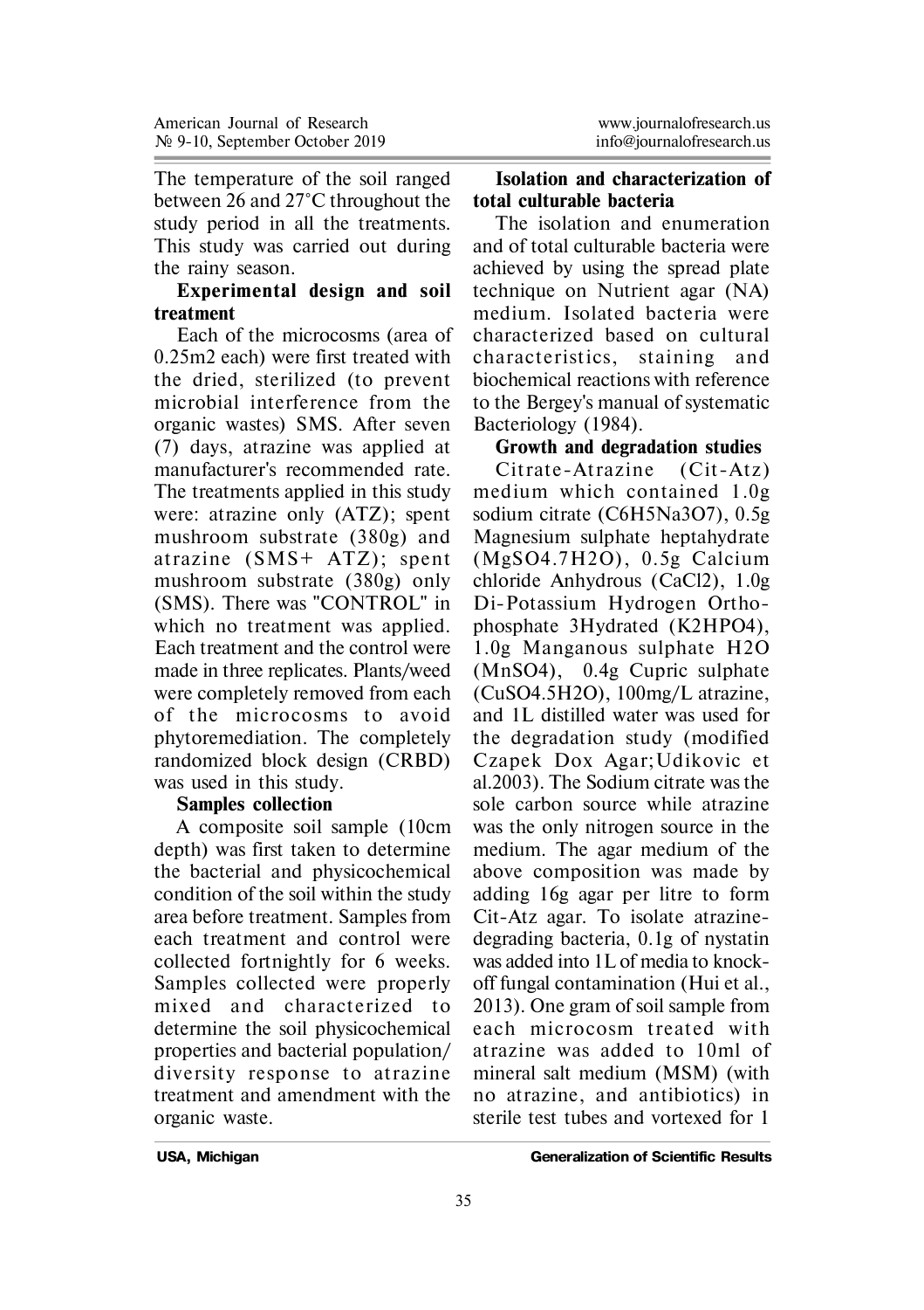The temperature of the soil ranged between 26 and 27°C throughout the study period in all the treatments. This study was carried out during the rainy season.

**Experimental design and soil treatment**

Each of the microcosms (area of 0.25m2 each) were first treated with the dried, sterilized (to prevent microbial interference from the organic wastes) SMS. After seven (7) days, atrazine was applied at manufacturer's recommended rate. The treatments applied in this study were: atrazine only (ATZ); spent mushroom substrate (380g) and atrazine (SMS+ ATZ); spent mushroom substrate (380g) only (SMS). There was "CONTROL" in which no treatment was applied. Each treatment and the control were made in three replicates. Plants/weed were completely removed from each of the microcosms to avoid phytoremediation. The completely randomized block design (CRBD) was used in this study.

**Samples collection**

A composite soil sample (10cm depth) was first taken to determine the bacterial and physicochemical condition of the soil within the study area before treatment. Samples from each treatment and control were collected fortnightly for 6 weeks. Samples collected were properly mixed and characterized to determine the soil physicochemical properties and bacterial population/ diversity response to atrazine treatment and amendment with the organic waste.

**Isolation and characterization of total culturable bacteria**

The isolation and enumeration and of total culturable bacteria were achieved by using the spread plate technique on Nutrient agar (NA) medium. Isolated bacteria were characterized based on cultural characteristics, staining and biochemical reactions with reference to the Bergey's manual of systematic Bacteriology (1984).

**Growth and degradation studies**

Citrate-Atrazine (Cit-Atz) medium which contained 1.0g sodium citrate ($C_6H_5Na_3O_7$), 0.5g Magnesium sulphate heptahydrate ($MgSO_4.7H_2O$), 0.5g Calcium chloride Anhydrous ($CaCl_2$), 1.0g Di-Potassium Hydrogen Ortho-phosphate 3Hydrated ($K_2HPO_4$), 1.0g Manganous sulphate $H_2O$ ($MnSO_4$), 0.4g Cupric sulphate ($CuSO_4.5H_2O$), 100mg/L atrazine, and 1L distilled water was used for the degradation study (modified Czapek Dox Agar;Udikovic et al.2003). The Sodium citrate was the sole carbon source while atrazine was the only nitrogen source in the medium. The agar medium of the above composition was made by adding 16g agar per litre to form Cit-Atz agar. To isolate atrazine-degrading bacteria, 0.1g of nystatin was added into 1L of media to knock-off fungal contamination (Hui et al., 2013). One gram of soil sample from each microcosm treated with atrazine was added to 10ml of mineral salt medium (MSM) (with no atrazine, and antibiotics) in sterile test tubes and vortexed for 1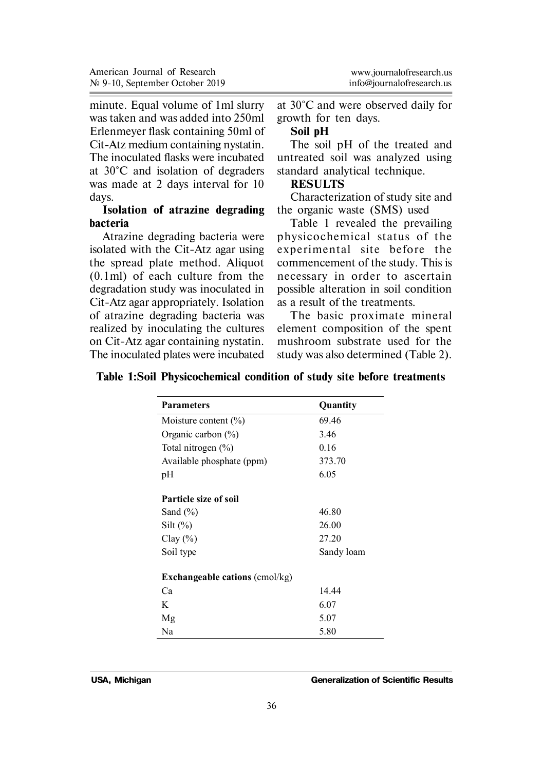minute. Equal volume of 1ml slurry was taken and was added into 250ml Erlenmeyer flask containing 50ml of Cit-Atz medium containing nystatin. The inoculated flasks were incubated at 30°C and isolation of degraders was made at 2 days interval for 10 days.

**Isolation of atrazine degrading bacteria**

Atrazine degrading bacteria were isolated with the Cit-Atz agar using the spread plate method. Aliquot (0.1ml) of each culture from the degradation study was inoculated in Cit-Atz agar appropriately. Isolation of atrazine degrading bacteria was realized by inoculating the cultures on Cit-Atz agar containing nystatin. The inoculated plates were incubated at 30°C and were observed daily for growth for ten days.

**Soil pH**

The soil pH of the treated and untreated soil was analyzed using standard analytical technique.

## RESULTS

Characterization of study site and the organic waste (SMS) used

Table 1 revealed the prevailing physicochemical status of the experimental site before the commencement of the study. This is necessary in order to ascertain possible alteration in soil condition as a result of the treatments.

The basic proximate mineral element composition of the spent mushroom substrate used for the study was also determined (Table 2).

**Table 1:Soil Physicochemical condition of study site before treatments**

| Parameters | Quantity |
|---|---|
| Moisture content (%) | 69.46 |
| Organic carbon (%) | 3.46 |
| Total nitrogen (%) | 0.16 |
| Available phosphate (ppm) | 373.70 |
| pH | 6.05 |
| **Particle size of soil** | |
| Sand (%) | 46.80 |
| Silt (%) | 26.00 |
| Clay (%) | 27.20 |
| Soil type | Sandy loam |
| **Exchangeable cations** (cmol/kg) | |
| Ca | 14.44 |
| K | 6.07 |
| Mg | 5.07 |
| Na | 5.80 |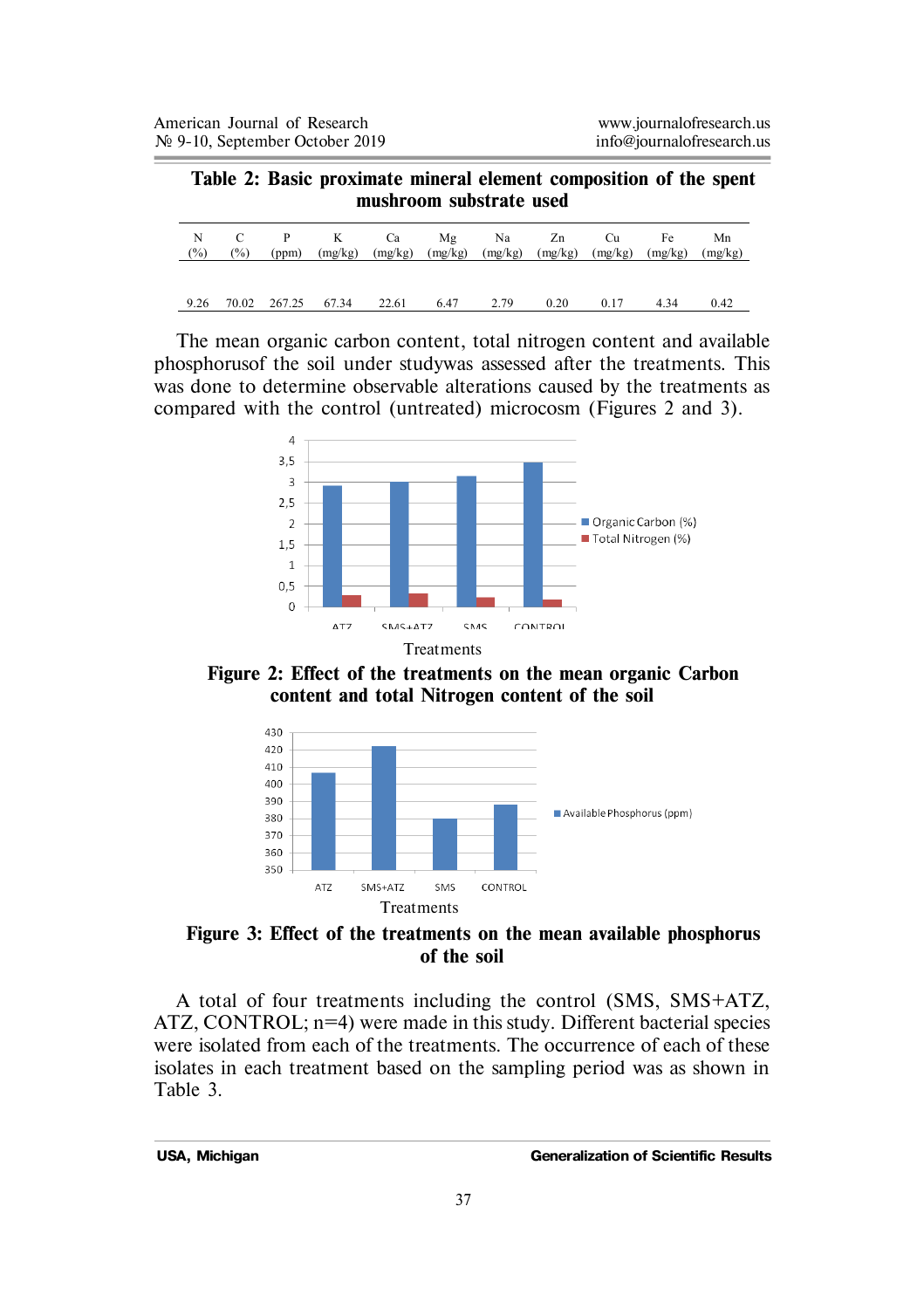**Table 2: Basic proximate mineral element composition of the spent mushroom substrate used**

| N (%) | C (%) | P (ppm) | K (mg/kg) | Ca (mg/kg) | Mg (mg/kg) | Na (mg/kg) | Zn (mg/kg) | Cu (mg/kg) | Fe (mg/kg) | Mn (mg/kg) |
|---|---|---|---|---|---|---|---|---|---|---|
| 9.26 | 70.02 | 267.25 | 67.34 | 22.61 | 6.47 | 2.79 | 0.20 | 0.17 | 4.34 | 0.42 |

The mean organic carbon content, total nitrogen content and available phosphorusof the soil under studywas assessed after the treatments. This was done to determine observable alterations caused by the treatments as compared with the control (untreated) microcosm (Figures 2 and 3).

**Figure 2: Effect of the treatments on the mean organic Carbon content and total Nitrogen content of the soil**

**Figure 3: Effect of the treatments on the mean available phosphorus of the soil**

A total of four treatments including the control (SMS, SMS+ATZ, ATZ, CONTROL; n=4) were made in this study. Different bacterial species were isolated from each of the treatments. The occurrence of each of these isolates in each treatment based on the sampling period was as shown in Table 3.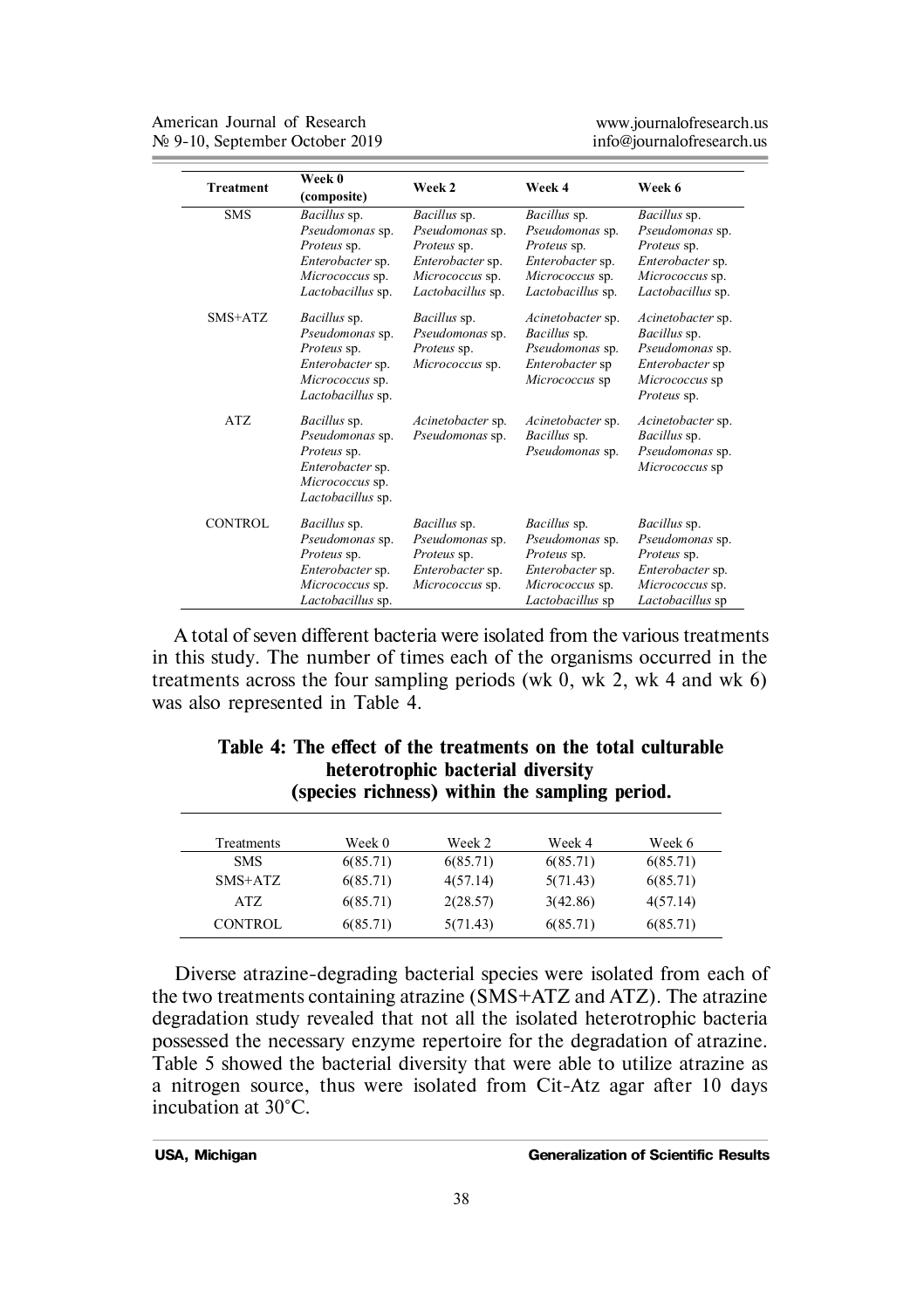| Treatment | Week 0 (composite) | Week 2 | Week 4 | Week 6 |
|---|---|---|---|---|
| SMS | *Bacillus* sp. *Pseudomonas* sp. *Proteus* sp. *Enterobacter* sp. *Micrococcus* sp. *Lactobacillus* sp. | *Bacillus* sp. *Pseudomonas* sp. *Proteus* sp. *Enterobacter* sp. *Micrococcus* sp. *Lactobacillus* sp. | *Bacillus* sp. *Pseudomonas* sp. *Proteus* sp. *Enterobacter* sp. *Micrococcus* sp. *Lactobacillus* sp. | *Bacillus* sp. *Pseudomonas* sp. *Proteus* sp. *Enterobacter* sp. *Micrococcus* sp. *Lactobacillus* sp. |
| SMS+ATZ | *Bacillus* sp. *Pseudomonas* sp. *Proteus* sp. *Enterobacter* sp. *Micrococcus* sp. *Lactobacillus* sp. | *Bacillus* sp. *Pseudomonas* sp. *Proteus* sp. *Micrococcus* sp. | *Acinetobacter* sp. *Bacillus* sp. *Pseudomonas* sp. *Enterobacter* sp *Micrococcus* sp | *Acinetobacter* sp. *Bacillus* sp. *Pseudomonas* sp. *Enterobacter* sp *Micrococcus* sp *Proteus* sp. |
| ATZ | *Bacillus* sp. *Pseudomonas* sp. *Proteus* sp. *Enterobacter* sp. *Micrococcus* sp. *Lactobacillus* sp. | *Acinetobacter* sp. *Pseudomonas* sp. | *Acinetobacter* sp. *Bacillus* sp. *Pseudomonas* sp. | *Acinetobacter* sp. *Bacillus* sp. *Pseudomonas* sp. *Micrococcus* sp |
| CONTROL | *Bacillus* sp. *Pseudomonas* sp. *Proteus* sp. *Enterobacter* sp. *Micrococcus* sp. *Lactobacillus* sp. | *Bacillus* sp. *Pseudomonas* sp. *Proteus* sp. *Enterobacter* sp. *Micrococcus* sp. | *Bacillus* sp. *Pseudomonas* sp. *Proteus* sp. *Enterobacter* sp. *Micrococcus* sp. *Lactobacillus* sp | *Bacillus* sp. *Pseudomonas* sp. *Proteus* sp. *Enterobacter* sp. *Micrococcus* sp. *Lactobacillus* sp |

A total of seven different bacteria were isolated from the various treatments in this study. The number of times each of the organisms occurred in the treatments across the four sampling periods (wk 0, wk 2, wk 4 and wk 6) was also represented in Table 4.

**Table 4: The effect of the treatments on the total culturable heterotrophic bacterial diversity (species richness) within the sampling period.**

| Treatments | Week 0 | Week 2 | Week 4 | Week 6 |
|---|---|---|---|---|
| SMS | 6(85.71) | 6(85.71) | 6(85.71) | 6(85.71) |
| SMS+ATZ | 6(85.71) | 4(57.14) | 5(71.43) | 6(85.71) |
| ATZ | 6(85.71) | 2(28.57) | 3(42.86) | 4(57.14) |
| CONTROL | 6(85.71) | 5(71.43) | 6(85.71) | 6(85.71) |

Diverse atrazine-degrading bacterial species were isolated from each of the two treatments containing atrazine (SMS+ATZ and ATZ). The atrazine degradation study revealed that not all the isolated heterotrophic bacteria possessed the necessary enzyme repertoire for the degradation of atrazine. Table 5 showed the bacterial diversity that were able to utilize atrazine as a nitrogen source, thus were isolated from Cit-Atz agar after 10 days incubation at 30°C.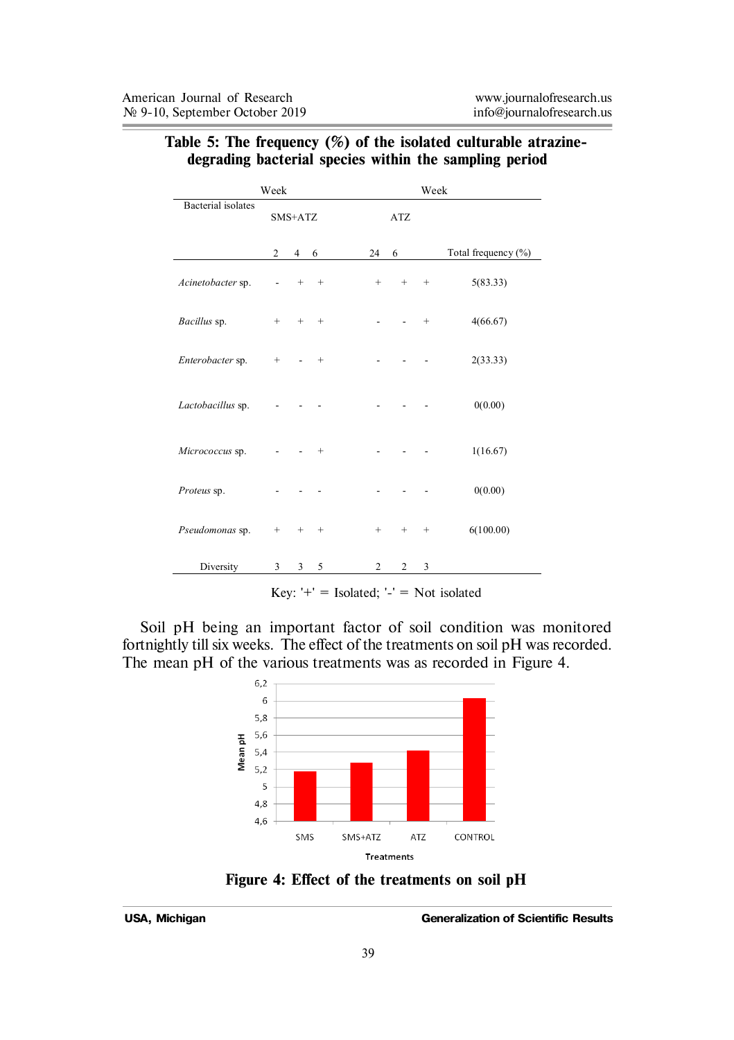**Table 5: The frequency (%) of the isolated culturable atrazine-degrading bacterial species within the sampling period**

| Bacterial isolates | Week | | | Week | | | |
|---|---|---|---|---|---|---|---|
| | SMS+ATZ | | | ATZ | | | |
| | 2 | 4 | 6 | 2 | 4 | 6 | Total frequency (%) |
| *Acinetobacter* sp. | - | + | + | + | + | + | 5(83.33) |
| *Bacillus* sp. | + | + | + | - | - | + | 4(66.67) |
| *Enterobacter* sp. | + | - | + | - | - | - | 2(33.33) |
| *Lactobacillus* sp. | - | - | - | - | - | - | 0(0.00) |
| *Micrococcus* sp. | - | - | + | - | - | - | 1(16.67) |
| *Proteus* sp. | - | - | - | - | - | - | 0(0.00) |
| *Pseudomonas* sp. | + | + | + | + | + | + | 6(100.00) |
| Diversity | 3 | 3 | 5 | 2 | 2 | 3 | |

Key: '+' = Isolated; '-' = Not isolated

Soil pH being an important factor of soil condition was monitored fortnightly till six weeks. The effect of the treatments on soil pH was recorded. The mean pH of the various treatments was as recorded in Figure 4.

**Figure 4: Effect of the treatments on soil pH**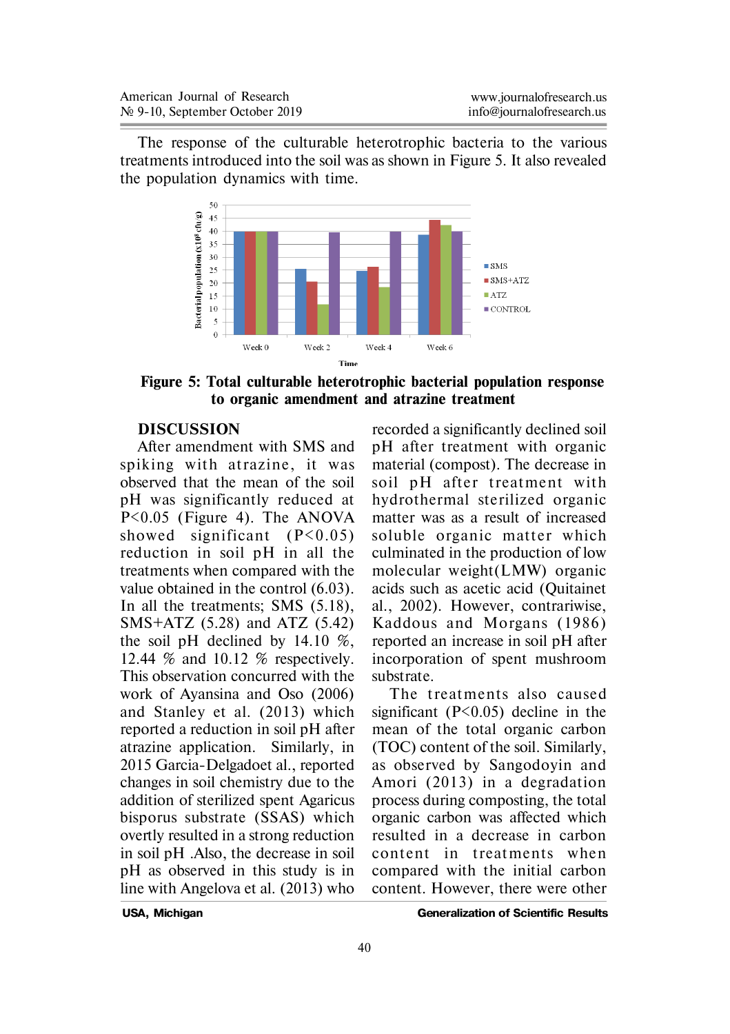The response of the culturable heterotrophic bacteria to the various treatments introduced into the soil was as shown in Figure 5. It also revealed the population dynamics with time.

**Figure 5: Total culturable heterotrophic bacterial population response to organic amendment and atrazine treatment**

## DISCUSSION

After amendment with SMS and spiking with atrazine, it was observed that the mean of the soil pH was significantly reduced at P<0.05 (Figure 4). The ANOVA showed significant (P<0.05) reduction in soil pH in all the treatments when compared with the value obtained in the control (6.03). In all the treatments; SMS (5.18), SMS+ATZ (5.28) and ATZ (5.42) the soil pH declined by 14.10 %, 12.44 % and 10.12 % respectively. This observation concurred with the work of Ayansina and Oso (2006) and Stanley et al. (2013) which reported a reduction in soil pH after atrazine application. Similarly, in 2015 Garcia-Delgadoet al., reported changes in soil chemistry due to the addition of sterilized spent Agaricus bisporus substrate (SSAS) which overtly resulted in a strong reduction in soil pH .Also, the decrease in soil pH as observed in this study is in line with Angelova et al. (2013) who recorded a significantly declined soil pH after treatment with organic material (compost). The decrease in soil pH after treatment with hydrothermal sterilized organic matter was as a result of increased soluble organic matter which culminated in the production of low molecular weight(LMW) organic acids such as acetic acid (Quitainet al., 2002). However, contrariwise, Kaddous and Morgans (1986) reported an increase in soil pH after incorporation of spent mushroom substrate.

The treatments also caused significant (P<0.05) decline in the mean of the total organic carbon (TOC) content of the soil. Similarly, as observed by Sangodoyin and Amori (2013) in a degradation process during composting, the total organic carbon was affected which resulted in a decrease in carbon content in treatments when compared with the initial carbon content. However, there were other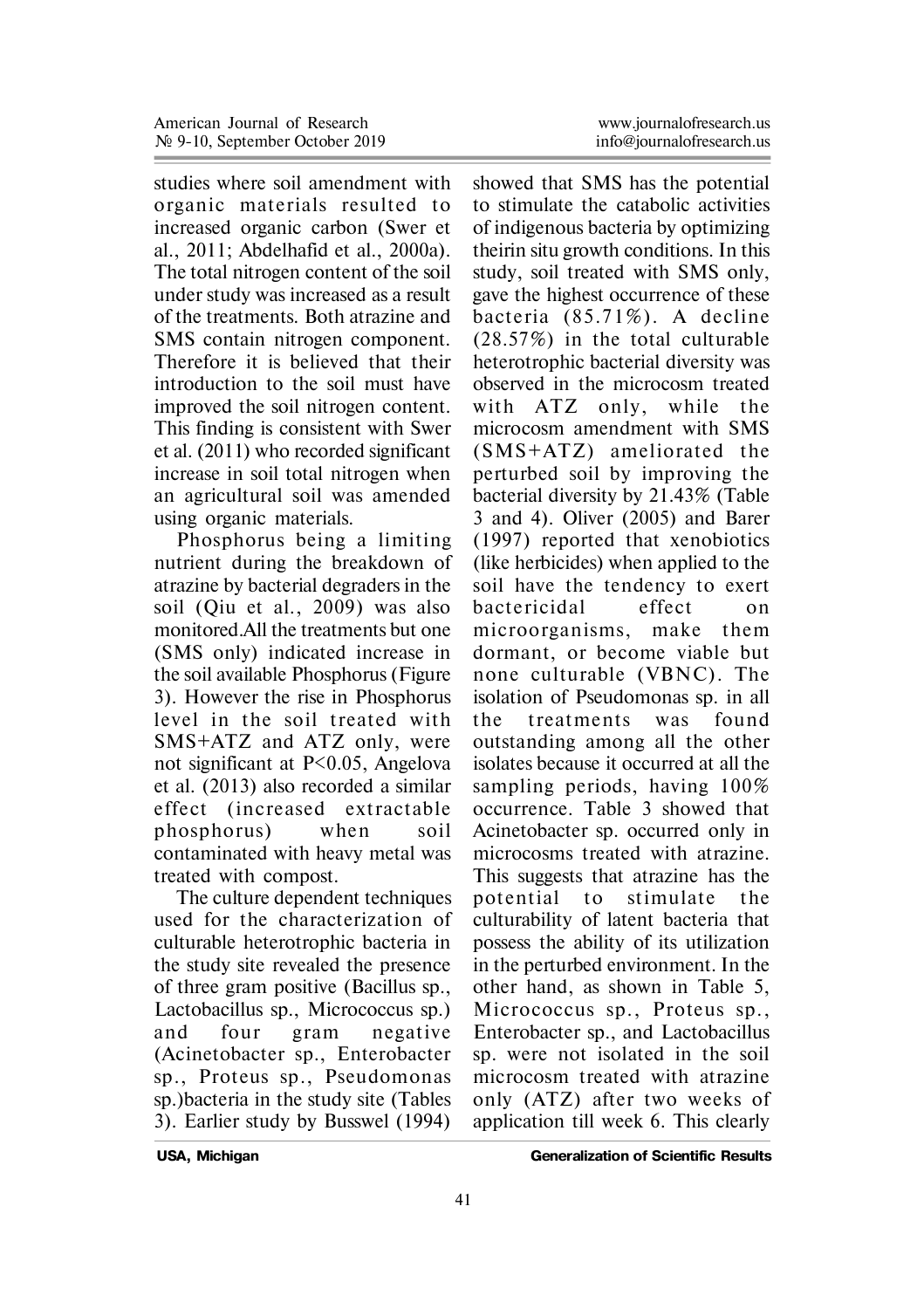studies where soil amendment with organic materials resulted to increased organic carbon (Swer et al., 2011; Abdelhafid et al., 2000a). The total nitrogen content of the soil under study was increased as a result of the treatments. Both atrazine and SMS contain nitrogen component. Therefore it is believed that their introduction to the soil must have improved the soil nitrogen content. This finding is consistent with Swer et al. (2011) who recorded significant increase in soil total nitrogen when an agricultural soil was amended using organic materials.

Phosphorus being a limiting nutrient during the breakdown of atrazine by bacterial degraders in the soil (Qiu et al., 2009) was also monitored.All the treatments but one (SMS only) indicated increase in the soil available Phosphorus (Figure 3). However the rise in Phosphorus level in the soil treated with SMS+ATZ and ATZ only, were not significant at P<0.05, Angelova et al. (2013) also recorded a similar effect (increased extractable phosphorus) when soil contaminated with heavy metal was treated with compost.

The culture dependent techniques used for the characterization of culturable heterotrophic bacteria in the study site revealed the presence of three gram positive (Bacillus sp., Lactobacillus sp., Micrococcus sp.) and four gram negative (Acinetobacter sp., Enterobacter sp., Proteus sp., Pseudomonas sp.)bacteria in the study site (Tables 3). Earlier study by Busswel (1994) showed that SMS has the potential to stimulate the catabolic activities of indigenous bacteria by optimizing theirin situ growth conditions. In this study, soil treated with SMS only, gave the highest occurrence of these bacteria (85.71%). A decline (28.57%) in the total culturable heterotrophic bacterial diversity was observed in the microcosm treated with ATZ only, while the microcosm amendment with SMS (SMS+ATZ) ameliorated the perturbed soil by improving the bacterial diversity by 21.43% (Table 3 and 4). Oliver (2005) and Barer (1997) reported that xenobiotics (like herbicides) when applied to the soil have the tendency to exert bactericidal effect on microorganisms, make them dormant, or become viable but none culturable (VBNC). The isolation of Pseudomonas sp. in all the treatments was found outstanding among all the other isolates because it occurred at all the sampling periods, having 100% occurrence. Table 3 showed that Acinetobacter sp. occurred only in microcosms treated with atrazine. This suggests that atrazine has the potential to stimulate the culturability of latent bacteria that possess the ability of its utilization in the perturbed environment. In the other hand, as shown in Table 5, Micrococcus sp., Proteus sp., Enterobacter sp., and Lactobacillus sp. were not isolated in the soil microcosm treated with atrazine only (ATZ) after two weeks of application till week 6. This clearly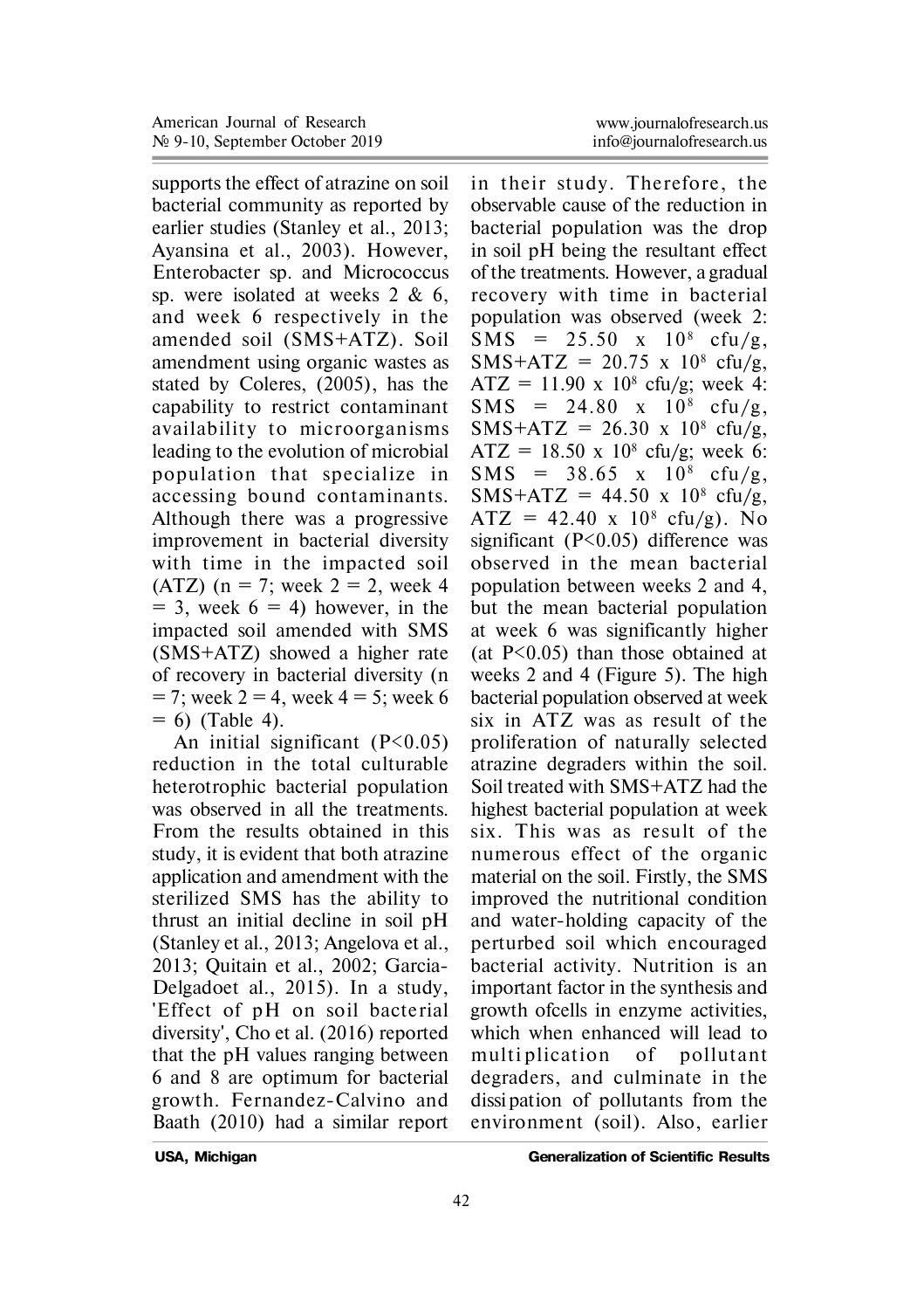supports the effect of atrazine on soil bacterial community as reported by earlier studies (Stanley et al., 2013; Ayansina et al., 2003). However, Enterobacter sp. and Micrococcus sp. were isolated at weeks 2 & 6, and week 6 respectively in the amended soil (SMS+ATZ). Soil amendment using organic wastes as stated by Coleres, (2005), has the capability to restrict contaminant availability to microorganisms leading to the evolution of microbial population that specialize in accessing bound contaminants. Although there was a progressive improvement in bacterial diversity with time in the impacted soil (ATZ) (n = 7; week 2 = 2, week 4 = 3, week 6 = 4) however, in the impacted soil amended with SMS (SMS+ATZ) showed a higher rate of recovery in bacterial diversity (n = 7; week 2 = 4, week 4 = 5; week 6 = 6) (Table 4).

An initial significant ($P<0.05$) reduction in the total culturable heterotrophic bacterial population was observed in all the treatments. From the results obtained in this study, it is evident that both atrazine application and amendment with the sterilized SMS has the ability to thrust an initial decline in soil pH (Stanley et al., 2013; Angelova et al., 2013; Quitain et al., 2002; Garcia-Delgadoet al., 2015). In a study, 'Effect of pH on soil bacterial diversity', Cho et al. (2016) reported that the pH values ranging between 6 and 8 are optimum for bacterial growth. Fernandez-Calvino and Baath (2010) had a similar report in their study. Therefore, the observable cause of the reduction in bacterial population was the drop in soil pH being the resultant effect of the treatments. However, a gradual recovery with time in bacterial population was observed (week 2: SMS = 25.50 x $10^8$ cfu/g, SMS+ATZ = 20.75 x $10^8$ cfu/g, ATZ = 11.90 x $10^8$ cfu/g; week 4: SMS = 24.80 x $10^8$ cfu/g, SMS+ATZ = 26.30 x $10^8$ cfu/g, ATZ = 18.50 x $10^8$ cfu/g; week 6: SMS = 38.65 x $10^8$ cfu/g, SMS+ATZ = 44.50 x $10^8$ cfu/g, ATZ = 42.40 x $10^8$ cfu/g). No significant ($P<0.05$) difference was observed in the mean bacterial population between weeks 2 and 4, but the mean bacterial population at week 6 was significantly higher (at $P<0.05$) than those obtained at weeks 2 and 4 (Figure 5). The high bacterial population observed at week six in ATZ was as result of the proliferation of naturally selected atrazine degraders within the soil. Soil treated with SMS+ATZ had the highest bacterial population at week six. This was as result of the numerous effect of the organic material on the soil. Firstly, the SMS improved the nutritional condition and water-holding capacity of the perturbed soil which encouraged bacterial activity. Nutrition is an important factor in the synthesis and growth ofcells in enzyme activities, which when enhanced will lead to multiplication of pollutant degraders, and culminate in the dissipation of pollutants from the environment (soil). Also, earlier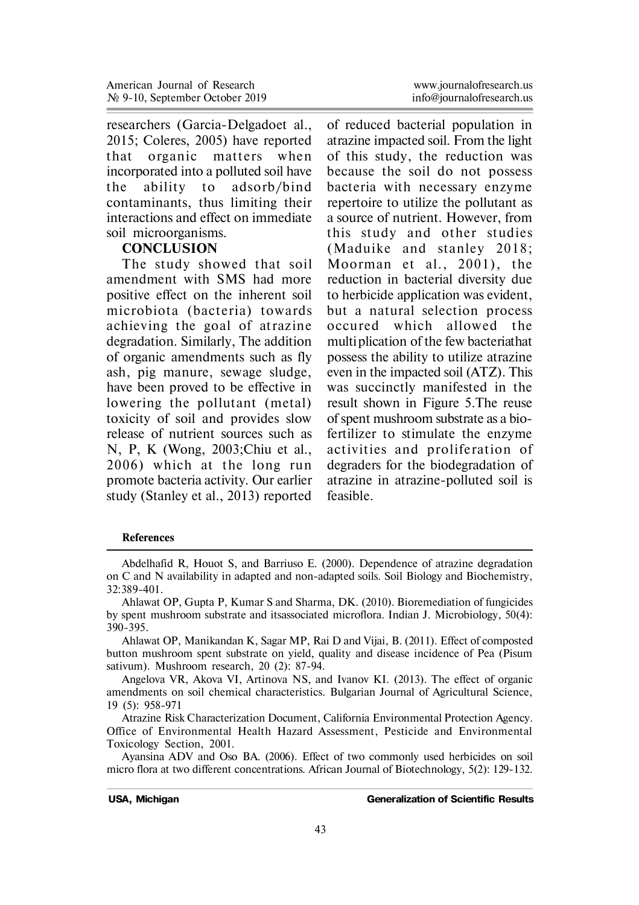researchers (Garcia-Delgadoet al., 2015; Coleres, 2005) have reported that organic matters when incorporated into a polluted soil have the ability to adsorb/bind contaminants, thus limiting their interactions and effect on immediate soil microorganisms.

## CONCLUSION

The study showed that soil amendment with SMS had more positive effect on the inherent soil microbiota (bacteria) towards achieving the goal of atrazine degradation. Similarly, The addition of organic amendments such as fly ash, pig manure, sewage sludge, have been proved to be effective in lowering the pollutant (metal) toxicity of soil and provides slow release of nutrient sources such as N, P, K (Wong, 2003;Chiu et al., 2006) which at the long run promote bacteria activity. Our earlier study (Stanley et al., 2013) reported of reduced bacterial population in atrazine impacted soil. From the light of this study, the reduction was because the soil do not possess bacteria with necessary enzyme repertoire to utilize the pollutant as a source of nutrient. However, from this study and other studies (Maduike and stanley 2018; Moorman et al., 2001), the reduction in bacterial diversity due to herbicide application was evident, but a natural selection process occured which allowed the multiplication of the few bacteriathat possess the ability to utilize atrazine even in the impacted soil (ATZ). This was succinctly manifested in the result shown in Figure 5.The reuse of spent mushroom substrate as a bio-fertilizer to stimulate the enzyme activities and proliferation of degraders for the biodegradation of atrazine in atrazine-polluted soil is feasible.

### References

Abdelhafid R, Houot S, and Barriuso E. (2000). Dependence of atrazine degradation on C and N availability in adapted and non-adapted soils. Soil Biology and Biochemistry, 32:389-401.

Ahlawat OP, Gupta P, Kumar S and Sharma, DK. (2010). Bioremediation of fungicides by spent mushroom substrate and itsassociated microflora. Indian J. Microbiology, 50(4): 390-395.

Ahlawat OP, Manikandan K, Sagar MP, Rai D and Vijai, B. (2011). Effect of composted button mushroom spent substrate on yield, quality and disease incidence of Pea (Pisum sativum). Mushroom research, 20 (2): 87-94.

Angelova VR, Akova VI, Artinova NS, and Ivanov KI. (2013). The effect of organic amendments on soil chemical characteristics. Bulgarian Journal of Agricultural Science, 19 (5): 958-971

Atrazine Risk Characterization Document, California Environmental Protection Agency. Office of Environmental Health Hazard Assessment, Pesticide and Environmental Toxicology Section, 2001.

Ayansina ADV and Oso BA. (2006). Effect of two commonly used herbicides on soil micro flora at two different concentrations. African Journal of Biotechnology, 5(2): 129-132.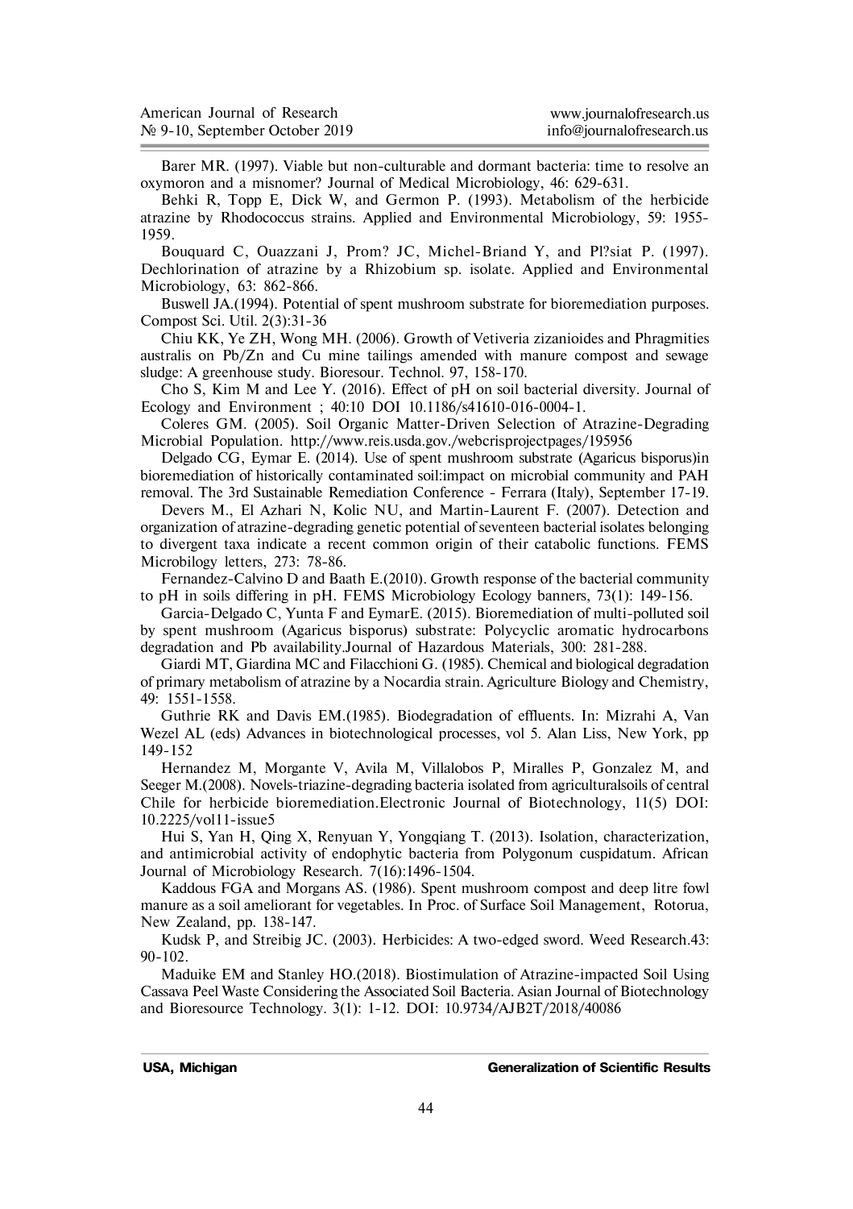Barer MR. (1997). Viable but non-culturable and dormant bacteria: time to resolve an oxymoron and a misnomer? Journal of Medical Microbiology, 46: 629-631.

Behki R, Topp E, Dick W, and Germon P. (1993). Metabolism of the herbicide atrazine by Rhodococcus strains. Applied and Environmental Microbiology, 59: 1955-1959.

Bouquard C, Ouazzani J, Prom? JC, Michel-Briand Y, and Pl?siat P. (1997). Dechlorination of atrazine by a Rhizobium sp. isolate. Applied and Environmental Microbiology, 63: 862-866.

Buswell JA.(1994). Potential of spent mushroom substrate for bioremediation purposes. Compost Sci. Util. 2(3):31-36

Chiu KK, Ye ZH, Wong MH. (2006). Growth of Vetiveria zizanioides and Phragmities australis on Pb/Zn and Cu mine tailings amended with manure compost and sewage sludge: A greenhouse study. Bioresour. Technol. 97, 158-170.

Cho S, Kim M and Lee Y. (2016). Effect of pH on soil bacterial diversity. Journal of Ecology and Environment ; 40:10 DOI 10.1186/s41610-016-0004-1.

Coleres GM. (2005). Soil Organic Matter-Driven Selection of Atrazine-Degrading Microbial Population. http://www.reis.usda.gov./webcrisprojectpages/195956

Delgado CG, Eymar E. (2014). Use of spent mushroom substrate (Agaricus bisporus)in bioremediation of historically contaminated soil:impact on microbial community and PAH removal. The 3rd Sustainable Remediation Conference - Ferrara (Italy), September 17-19.

Devers M., El Azhari N, Kolic NU, and Martin-Laurent F. (2007). Detection and organization of atrazine-degrading genetic potential of seventeen bacterial isolates belonging to divergent taxa indicate a recent common origin of their catabolic functions. FEMS Microbilogy letters, 273: 78-86.

Fernandez-Calvino D and Baath E.(2010). Growth response of the bacterial community to pH in soils differing in pH. FEMS Microbiology Ecology banners, 73(1): 149-156.

Garcia-Delgado C, Yunta F and EymarE. (2015). Bioremediation of multi-polluted soil by spent mushroom (Agaricus bisporus) substrate: Polycyclic aromatic hydrocarbons degradation and Pb availability.Journal of Hazardous Materials, 300: 281-288.

Giardi MT, Giardina MC and Filacchioni G. (1985). Chemical and biological degradation of primary metabolism of atrazine by a Nocardia strain. Agriculture Biology and Chemistry, 49: 1551-1558.

Guthrie RK and Davis EM.(1985). Biodegradation of effluents. In: Mizrahi A, Van Wezel AL (eds) Advances in biotechnological processes, vol 5. Alan Liss, New York, pp 149-152

Hernandez M, Morgante V, Avila M, Villalobos P, Miralles P, Gonzalez M, and Seeger M.(2008). Novels-triazine-degrading bacteria isolated from agriculturalsoils of central Chile for herbicide bioremediation.Electronic Journal of Biotechnology, 11(5) DOI: 10.2225/vol11-issue5

Hui S, Yan H, Qing X, Renyuan Y, Yongqiang T. (2013). Isolation, characterization, and antimicrobial activity of endophytic bacteria from Polygonum cuspidatum. African Journal of Microbiology Research. 7(16):1496-1504.

Kaddous FGA and Morgans AS. (1986). Spent mushroom compost and deep litre fowl manure as a soil ameliorant for vegetables. In Proc. of Surface Soil Management, Rotorua, New Zealand, pp. 138-147.

Kudsk P, and Streibig JC. (2003). Herbicides: A two-edged sword. Weed Research.43: 90-102.

Maduike EM and Stanley HO.(2018). Biostimulation of Atrazine-impacted Soil Using Cassava Peel Waste Considering the Associated Soil Bacteria. Asian Journal of Biotechnology and Bioresource Technology. 3(1): 1-12. DOI: 10.9734/AJB2T/2018/40086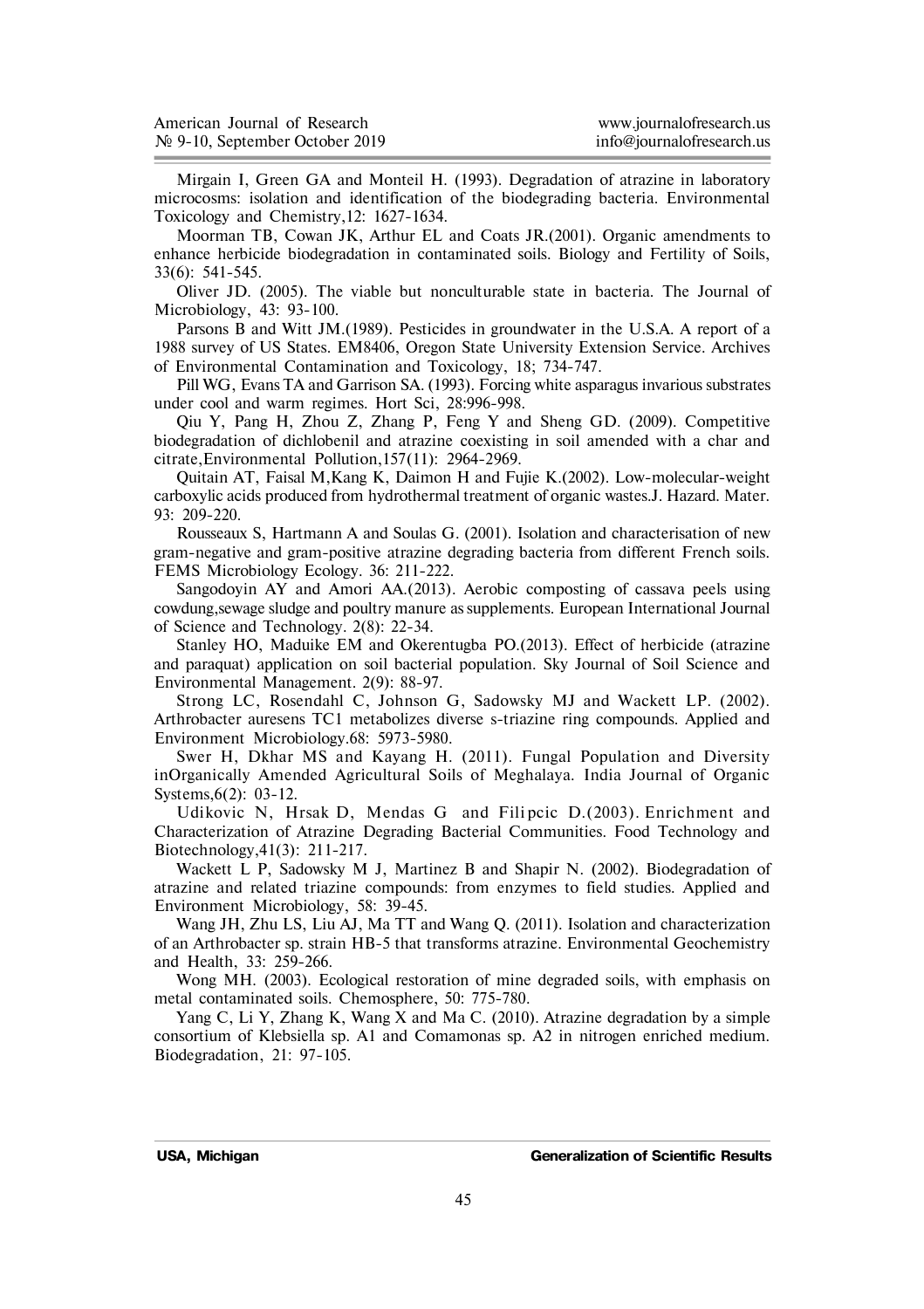Mirgain I, Green GA and Monteil H. (1993). Degradation of atrazine in laboratory microcosms: isolation and identification of the biodegrading bacteria. Environmental Toxicology and Chemistry,12: 1627-1634.

Moorman TB, Cowan JK, Arthur EL and Coats JR.(2001). Organic amendments to enhance herbicide biodegradation in contaminated soils. Biology and Fertility of Soils, 33(6): 541-545.

Oliver JD. (2005). The viable but nonculturable state in bacteria. The Journal of Microbiology, 43: 93-100.

Parsons B and Witt JM.(1989). Pesticides in groundwater in the U.S.A. A report of a 1988 survey of US States. EM8406, Oregon State University Extension Service. Archives of Environmental Contamination and Toxicology, 18; 734-747.

Pill WG, Evans TA and Garrison SA. (1993). Forcing white asparagus invarious substrates under cool and warm regimes. Hort Sci, 28:996-998.

Qiu Y, Pang H, Zhou Z, Zhang P, Feng Y and Sheng GD. (2009). Competitive biodegradation of dichlobenil and atrazine coexisting in soil amended with a char and citrate,Environmental Pollution,157(11): 2964-2969.

Quitain AT, Faisal M,Kang K, Daimon H and Fujie K.(2002). Low-molecular-weight carboxylic acids produced from hydrothermal treatment of organic wastes.J. Hazard. Mater. 93: 209-220.

Rousseaux S, Hartmann A and Soulas G. (2001). Isolation and characterisation of new gram-negative and gram-positive atrazine degrading bacteria from different French soils. FEMS Microbiology Ecology. 36: 211-222.

Sangodoyin AY and Amori AA.(2013). Aerobic composting of cassava peels using cowdung,sewage sludge and poultry manure as supplements. European International Journal of Science and Technology. 2(8): 22-34.

Stanley HO, Maduike EM and Okerentugba PO.(2013). Effect of herbicide (atrazine and paraquat) application on soil bacterial population. Sky Journal of Soil Science and Environmental Management. 2(9): 88-97.

Strong LC, Rosendahl C, Johnson G, Sadowsky MJ and Wackett LP. (2002). Arthrobacter auresens TC1 metabolizes diverse s-triazine ring compounds. Applied and Environment Microbiology.68: 5973-5980.

Swer H, Dkhar MS and Kayang H. (2011). Fungal Population and Diversity inOrganically Amended Agricultural Soils of Meghalaya. India Journal of Organic Systems,6(2): 03-12.

Udikovic N, Hrsak D, Mendas G and Filipcic D.(2003). Enrichment and Characterization of Atrazine Degrading Bacterial Communities. Food Technology and Biotechnology,41(3): 211-217.

Wackett L P, Sadowsky M J, Martinez B and Shapir N. (2002). Biodegradation of atrazine and related triazine compounds: from enzymes to field studies. Applied and Environment Microbiology, 58: 39-45.

Wang JH, Zhu LS, Liu AJ, Ma TT and Wang Q. (2011). Isolation and characterization of an Arthrobacter sp. strain HB-5 that transforms atrazine. Environmental Geochemistry and Health, 33: 259-266.

Wong MH. (2003). Ecological restoration of mine degraded soils, with emphasis on metal contaminated soils. Chemosphere, 50: 775-780.

Yang C, Li Y, Zhang K, Wang X and Ma C. (2010). Atrazine degradation by a simple consortium of Klebsiella sp. A1 and Comamonas sp. A2 in nitrogen enriched medium. Biodegradation, 21: 97-105.